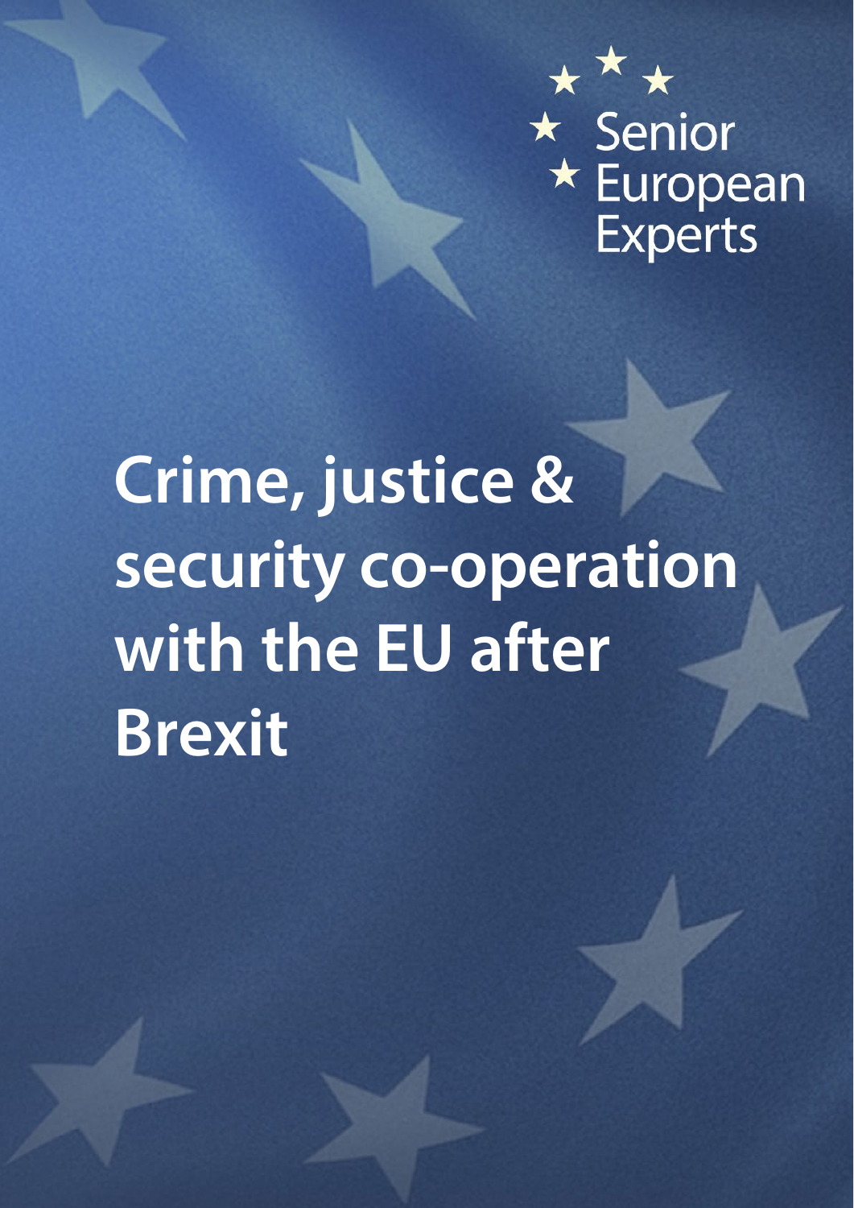Senior European Experts

# Crime, justice & security co-operation with the EU after Brexit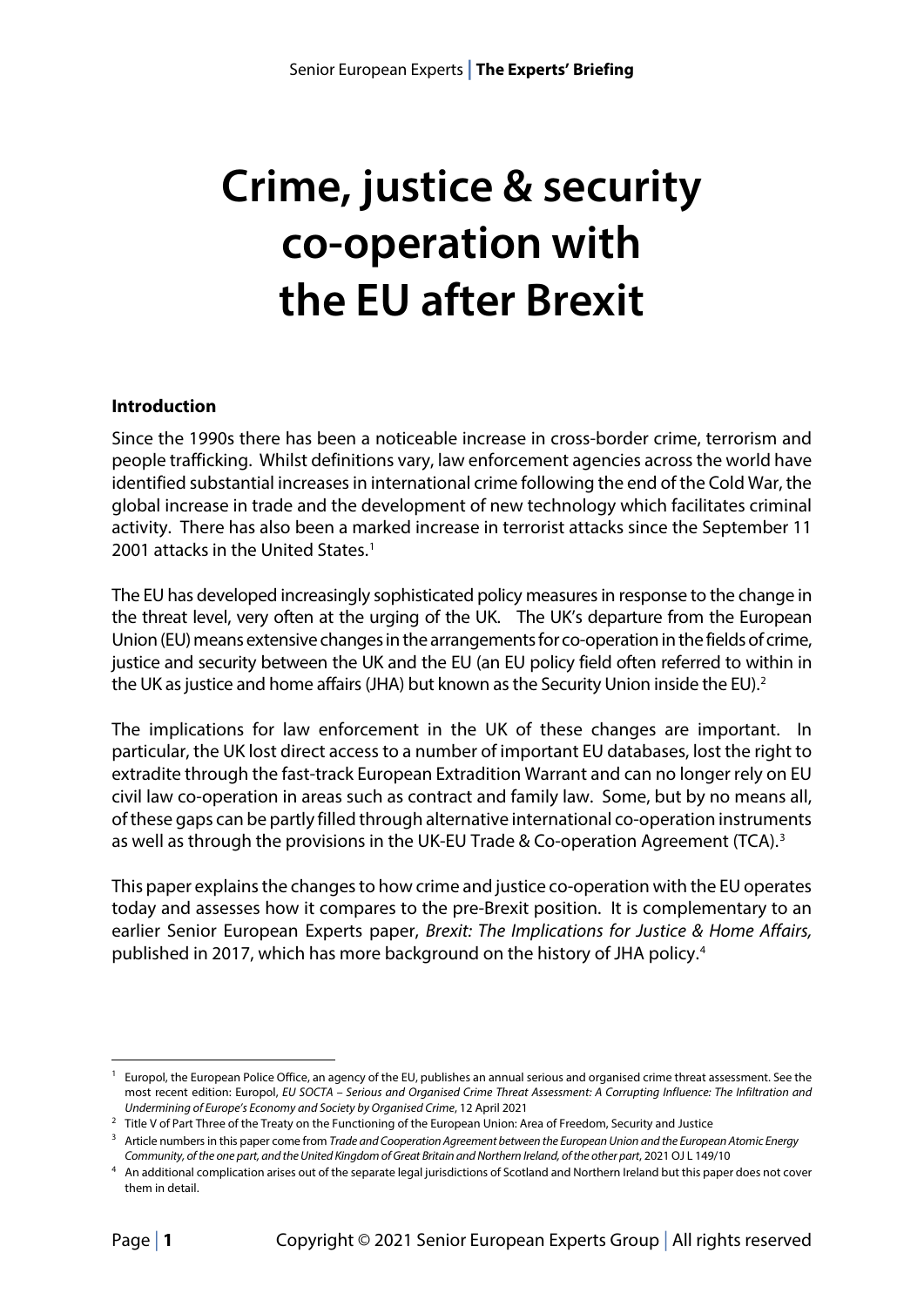# Crime, justice & security co-operation with the EU after Brexit

## Introduction

Since the 1990s there has been a noticeable increase in cross-border crime, terrorism and people trafficking. Whilst definitions vary, law enforcement agencies across the world have identified substantial increases in international crime following the end of the Cold War, the global increase in trade and the development of new technology which facilitates criminal activity. There has also been a marked increase in terrorist attacks since the September 11 2001 attacks in the United States.[1]

The EU has developed increasingly sophisticated policy measures in response to the change in the threat level, very often at the urging of the UK. The UK's departure from the European Union (EU) means extensive changes in the arrangements for co-operation in the fields of crime, justice and security between the UK and the EU (an EU policy field often referred to within in the UK as justice and home affairs (JHA) but known as the Security Union inside the EU).[2]

The implications for law enforcement in the UK of these changes are important. In particular, the UK lost direct access to a number of important EU databases, lost the right to extradite through the fast-track European Extradition Warrant and can no longer rely on EU civil law co-operation in areas such as contract and family law. Some, but by no means all, of these gaps can be partly filled through alternative international co-operation instruments as well as through the provisions in the UK-EU Trade & Co-operation Agreement (TCA).[3]

This paper explains the changes to how crime and justice co-operation with the EU operates today and assesses how it compares to the pre-Brexit position. It is complementary to an earlier Senior European Experts paper, *Brexit: The Implications for Justice & Home Affairs,* published in 2017, which has more background on the history of JHA policy.[4]

---

[1] Europol, the European Police Office, an agency of the EU, publishes an annual serious and organised crime threat assessment. See the most recent edition: Europol, *EU SOCTA – Serious and Organised Crime Threat Assessment: A Corrupting Influence: The Infiltration and Undermining of Europe's Economy and Society by Organised Crime*, 12 April 2021

[2] Title V of Part Three of the Treaty on the Functioning of the European Union: Area of Freedom, Security and Justice

[3] Article numbers in this paper come from *Trade and Cooperation Agreement between the European Union and the European Atomic Energy Community, of the one part, and the United Kingdom of Great Britain and Northern Ireland, of the other part*, 2021 OJ L 149/10

[4] An additional complication arises out of the separate legal jurisdictions of Scotland and Northern Ireland but this paper does not cover them in detail.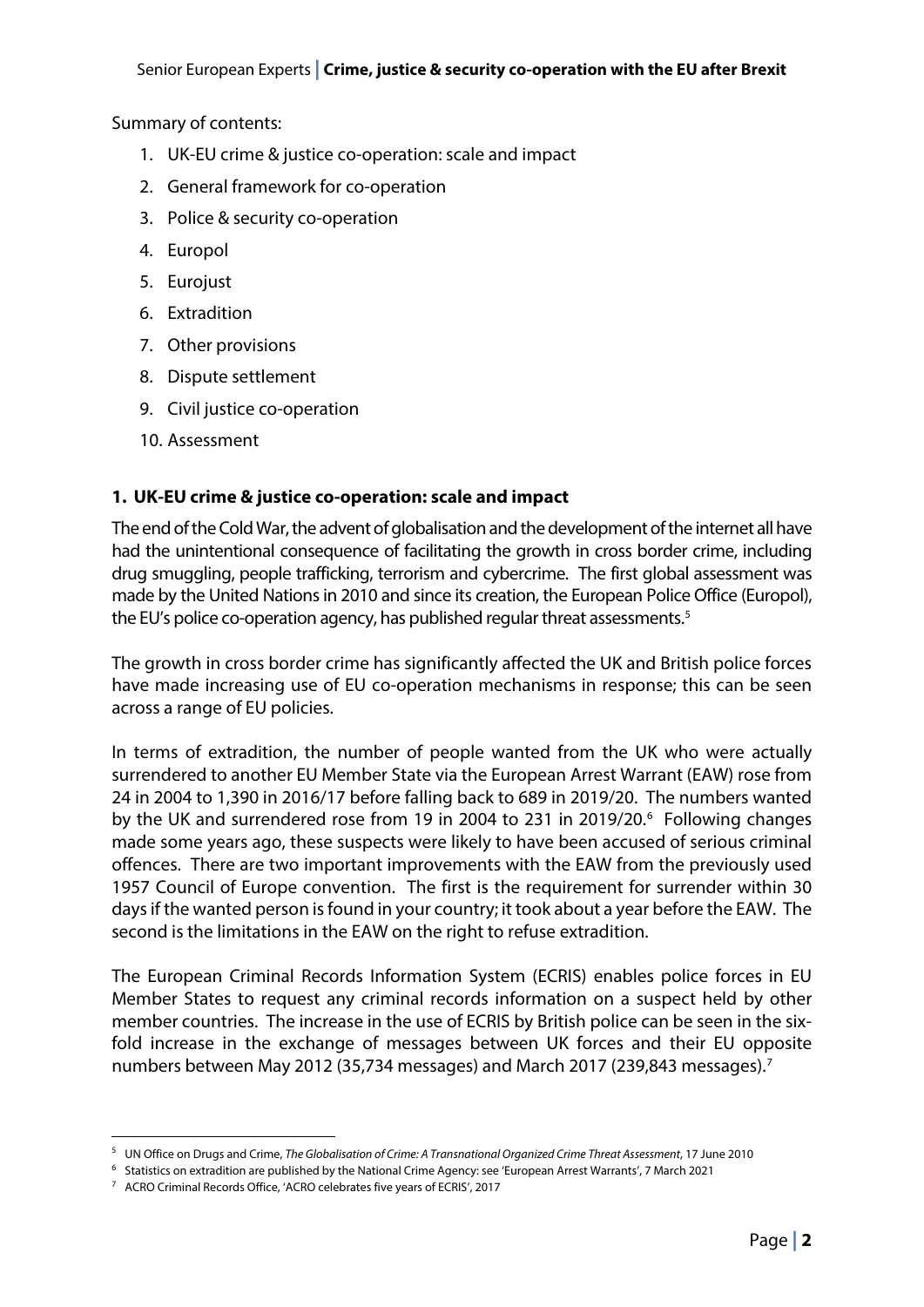Summary of contents:

1. UK-EU crime & justice co-operation: scale and impact
2. General framework for co-operation
3. Police & security co-operation
4. Europol
5. Eurojust
6. Extradition
7. Other provisions
8. Dispute settlement
9. Civil justice co-operation
10. Assessment

## 1. UK-EU crime & justice co-operation: scale and impact

The end of the Cold War, the advent of globalisation and the development of the internet all have had the unintentional consequence of facilitating the growth in cross border crime, including drug smuggling, people trafficking, terrorism and cybercrime. The first global assessment was made by the United Nations in 2010 and since its creation, the European Police Office (Europol), the EU's police co-operation agency, has published regular threat assessments.[5]

The growth in cross border crime has significantly affected the UK and British police forces have made increasing use of EU co-operation mechanisms in response; this can be seen across a range of EU policies.

In terms of extradition, the number of people wanted from the UK who were actually surrendered to another EU Member State via the European Arrest Warrant (EAW) rose from 24 in 2004 to 1,390 in 2016/17 before falling back to 689 in 2019/20. The numbers wanted by the UK and surrendered rose from 19 in 2004 to 231 in 2019/20.[6] Following changes made some years ago, these suspects were likely to have been accused of serious criminal offences. There are two important improvements with the EAW from the previously used 1957 Council of Europe convention. The first is the requirement for surrender within 30 days if the wanted person is found in your country; it took about a year before the EAW. The second is the limitations in the EAW on the right to refuse extradition.

The European Criminal Records Information System (ECRIS) enables police forces in EU Member States to request any criminal records information on a suspect held by other member countries. The increase in the use of ECRIS by British police can be seen in the six-fold increase in the exchange of messages between UK forces and their EU opposite numbers between May 2012 (35,734 messages) and March 2017 (239,843 messages).[7]

---

[5] UN Office on Drugs and Crime, *The Globalisation of Crime: A Transnational Organized Crime Threat Assessment*, 17 June 2010

[6] Statistics on extradition are published by the National Crime Agency: see 'European Arrest Warrants', 7 March 2021

[7] ACRO Criminal Records Office, 'ACRO celebrates five years of ECRIS', 2017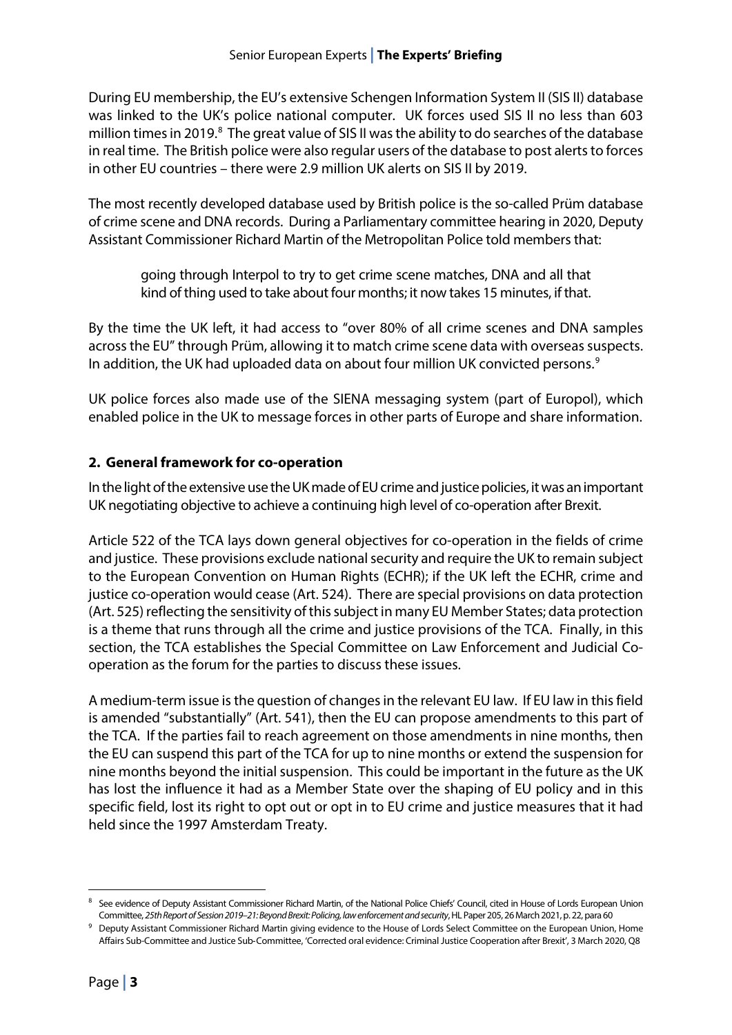During EU membership, the EU's extensive Schengen Information System II (SIS II) database was linked to the UK's police national computer. UK forces used SIS II no less than 603 million times in 2019.[8] The great value of SIS II was the ability to do searches of the database in real time. The British police were also regular users of the database to post alerts to forces in other EU countries – there were 2.9 million UK alerts on SIS II by 2019.

The most recently developed database used by British police is the so-called Prüm database of crime scene and DNA records. During a Parliamentary committee hearing in 2020, Deputy Assistant Commissioner Richard Martin of the Metropolitan Police told members that:

> going through Interpol to try to get crime scene matches, DNA and all that kind of thing used to take about four months; it now takes 15 minutes, if that.

By the time the UK left, it had access to "over 80% of all crime scenes and DNA samples across the EU" through Prüm, allowing it to match crime scene data with overseas suspects. In addition, the UK had uploaded data on about four million UK convicted persons.[9]

UK police forces also made use of the SIENA messaging system (part of Europol), which enabled police in the UK to message forces in other parts of Europe and share information.

## 2. General framework for co-operation

In the light of the extensive use the UK made of EU crime and justice policies, it was an important UK negotiating objective to achieve a continuing high level of co-operation after Brexit.

Article 522 of the TCA lays down general objectives for co-operation in the fields of crime and justice. These provisions exclude national security and require the UK to remain subject to the European Convention on Human Rights (ECHR); if the UK left the ECHR, crime and justice co-operation would cease (Art. 524). There are special provisions on data protection (Art. 525) reflecting the sensitivity of this subject in many EU Member States; data protection is a theme that runs through all the crime and justice provisions of the TCA. Finally, in this section, the TCA establishes the Special Committee on Law Enforcement and Judicial Co-operation as the forum for the parties to discuss these issues.

A medium-term issue is the question of changes in the relevant EU law. If EU law in this field is amended "substantially" (Art. 541), then the EU can propose amendments to this part of the TCA. If the parties fail to reach agreement on those amendments in nine months, then the EU can suspend this part of the TCA for up to nine months or extend the suspension for nine months beyond the initial suspension. This could be important in the future as the UK has lost the influence it had as a Member State over the shaping of EU policy and in this specific field, lost its right to opt out or opt in to EU crime and justice measures that it had held since the 1997 Amsterdam Treaty.

---

[8] See evidence of Deputy Assistant Commissioner Richard Martin, of the National Police Chiefs' Council, cited in House of Lords European Union Committee, *25th Report of Session 2019–21: Beyond Brexit: Policing, law enforcement and security*, HL Paper 205, 26 March 2021, p. 22, para 60

[9] Deputy Assistant Commissioner Richard Martin giving evidence to the House of Lords Select Committee on the European Union, Home Affairs Sub-Committee and Justice Sub-Committee, 'Corrected oral evidence: Criminal Justice Cooperation after Brexit', 3 March 2020, Q8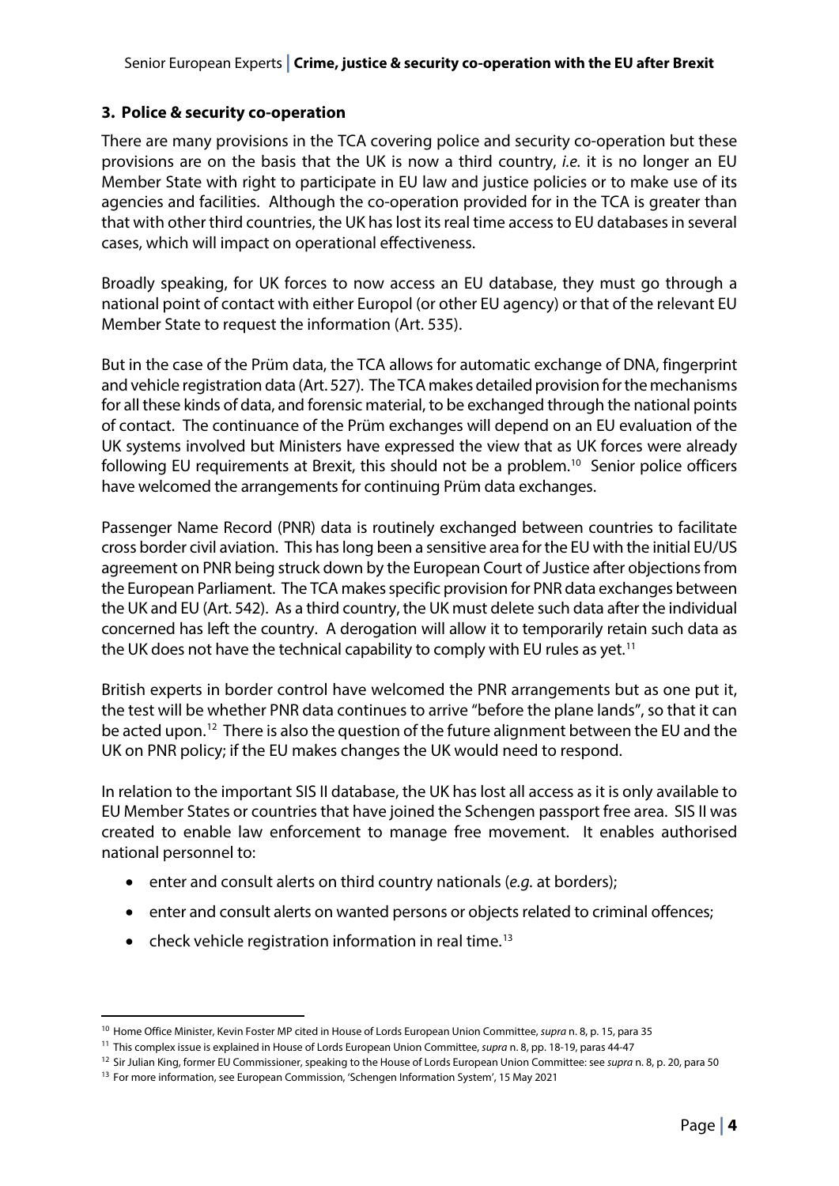### 3. Police & security co-operation

There are many provisions in the TCA covering police and security co-operation but these provisions are on the basis that the UK is now a third country, *i.e.* it is no longer an EU Member State with right to participate in EU law and justice policies or to make use of its agencies and facilities. Although the co-operation provided for in the TCA is greater than that with other third countries, the UK has lost its real time access to EU databases in several cases, which will impact on operational effectiveness.

Broadly speaking, for UK forces to now access an EU database, they must go through a national point of contact with either Europol (or other EU agency) or that of the relevant EU Member State to request the information (Art. 535).

But in the case of the Prüm data, the TCA allows for automatic exchange of DNA, fingerprint and vehicle registration data (Art. 527). The TCA makes detailed provision for the mechanisms for all these kinds of data, and forensic material, to be exchanged through the national points of contact. The continuance of the Prüm exchanges will depend on an EU evaluation of the UK systems involved but Ministers have expressed the view that as UK forces were already following EU requirements at Brexit, this should not be a problem.[10] Senior police officers have welcomed the arrangements for continuing Prüm data exchanges.

Passenger Name Record (PNR) data is routinely exchanged between countries to facilitate cross border civil aviation. This has long been a sensitive area for the EU with the initial EU/US agreement on PNR being struck down by the European Court of Justice after objections from the European Parliament. The TCA makes specific provision for PNR data exchanges between the UK and EU (Art. 542). As a third country, the UK must delete such data after the individual concerned has left the country. A derogation will allow it to temporarily retain such data as the UK does not have the technical capability to comply with EU rules as yet.[11]

British experts in border control have welcomed the PNR arrangements but as one put it, the test will be whether PNR data continues to arrive "before the plane lands", so that it can be acted upon.[12] There is also the question of the future alignment between the EU and the UK on PNR policy; if the EU makes changes the UK would need to respond.

In relation to the important SIS II database, the UK has lost all access as it is only available to EU Member States or countries that have joined the Schengen passport free area. SIS II was created to enable law enforcement to manage free movement. It enables authorised national personnel to:

- enter and consult alerts on third country nationals (*e.g.* at borders);
- enter and consult alerts on wanted persons or objects related to criminal offences;
- check vehicle registration information in real time.[13]

---

[10] Home Office Minister, Kevin Foster MP cited in House of Lords European Union Committee, *supra* n. 8, p. 15, para 35

[11] This complex issue is explained in House of Lords European Union Committee, *supra* n. 8, pp. 18-19, paras 44-47

[12] Sir Julian King, former EU Commissioner, speaking to the House of Lords European Union Committee: see *supra* n. 8, p. 20, para 50

[13] For more information, see European Commission, 'Schengen Information System', 15 May 2021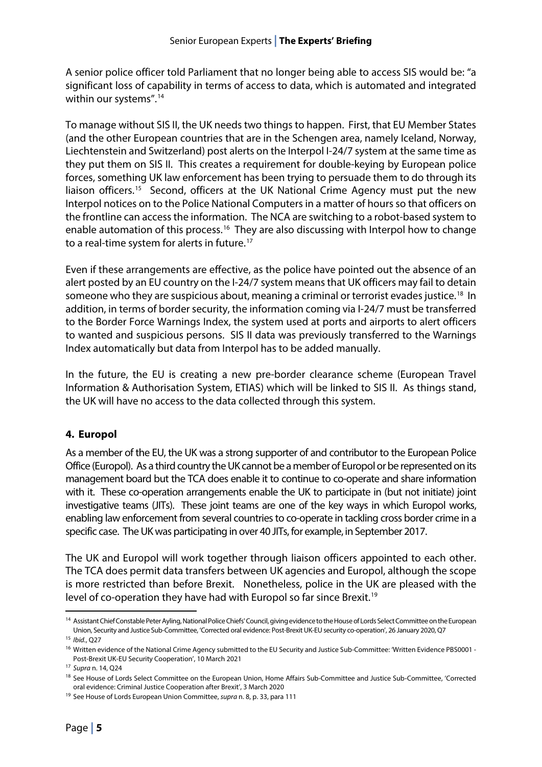A senior police officer told Parliament that no longer being able to access SIS would be: "a significant loss of capability in terms of access to data, which is automated and integrated within our systems".[14]

To manage without SIS II, the UK needs two things to happen. First, that EU Member States (and the other European countries that are in the Schengen area, namely Iceland, Norway, Liechtenstein and Switzerland) post alerts on the Interpol I-24/7 system at the same time as they put them on SIS II. This creates a requirement for double-keying by European police forces, something UK law enforcement has been trying to persuade them to do through its liaison officers.[15] Second, officers at the UK National Crime Agency must put the new Interpol notices on to the Police National Computers in a matter of hours so that officers on the frontline can access the information. The NCA are switching to a robot-based system to enable automation of this process.[16] They are also discussing with Interpol how to change to a real-time system for alerts in future.[17]

Even if these arrangements are effective, as the police have pointed out the absence of an alert posted by an EU country on the I-24/7 system means that UK officers may fail to detain someone who they are suspicious about, meaning a criminal or terrorist evades justice.[18] In addition, in terms of border security, the information coming via I-24/7 must be transferred to the Border Force Warnings Index, the system used at ports and airports to alert officers to wanted and suspicious persons. SIS II data was previously transferred to the Warnings Index automatically but data from Interpol has to be added manually.

In the future, the EU is creating a new pre-border clearance scheme (European Travel Information & Authorisation System, ETIAS) which will be linked to SIS II. As things stand, the UK will have no access to the data collected through this system.

## 4. Europol

As a member of the EU, the UK was a strong supporter of and contributor to the European Police Office (Europol). As a third country the UK cannot be a member of Europol or be represented on its management board but the TCA does enable it to continue to co-operate and share information with it. These co-operation arrangements enable the UK to participate in (but not initiate) joint investigative teams (JITs). These joint teams are one of the key ways in which Europol works, enabling law enforcement from several countries to co-operate in tackling cross border crime in a specific case. The UK was participating in over 40 JITs, for example, in September 2017.

The UK and Europol will work together through liaison officers appointed to each other. The TCA does permit data transfers between UK agencies and Europol, although the scope is more restricted than before Brexit. Nonetheless, police in the UK are pleased with the level of co-operation they have had with Europol so far since Brexit.[19]

---

[14] Assistant Chief Constable Peter Ayling, National Police Chiefs' Council, giving evidence to the House of Lords Select Committee on the European Union, Security and Justice Sub-Committee, 'Corrected oral evidence: Post-Brexit UK-EU security co-operation', 26 January 2020, Q7

[15] *Ibid.*, Q27

[16] Written evidence of the National Crime Agency submitted to the EU Security and Justice Sub-Committee: 'Written Evidence PBS0001 - Post-Brexit UK-EU Security Cooperation', 10 March 2021

[17] *Supra* n. 14, Q24

[18] See House of Lords Select Committee on the European Union, Home Affairs Sub-Committee and Justice Sub-Committee, 'Corrected oral evidence: Criminal Justice Cooperation after Brexit', 3 March 2020

[19] See House of Lords European Union Committee, *supra* n. 8, p. 33, para 111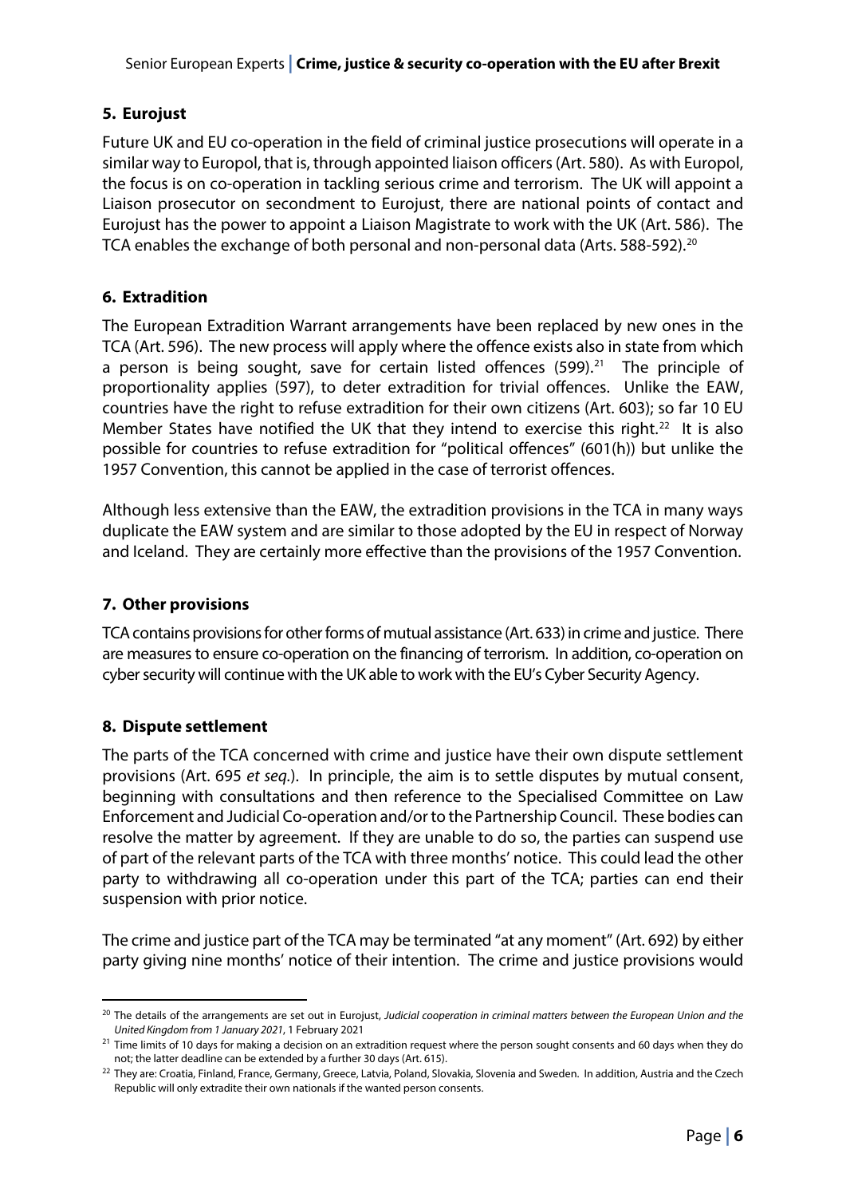## 5. Eurojust

Future UK and EU co-operation in the field of criminal justice prosecutions will operate in a similar way to Europol, that is, through appointed liaison officers (Art. 580). As with Europol, the focus is on co-operation in tackling serious crime and terrorism. The UK will appoint a Liaison prosecutor on secondment to Eurojust, there are national points of contact and Eurojust has the power to appoint a Liaison Magistrate to work with the UK (Art. 586). The TCA enables the exchange of both personal and non-personal data (Arts. 588-592).[20]

## 6. Extradition

The European Extradition Warrant arrangements have been replaced by new ones in the TCA (Art. 596). The new process will apply where the offence exists also in state from which a person is being sought, save for certain listed offences (599).[21] The principle of proportionality applies (597), to deter extradition for trivial offences. Unlike the EAW, countries have the right to refuse extradition for their own citizens (Art. 603); so far 10 EU Member States have notified the UK that they intend to exercise this right.[22] It is also possible for countries to refuse extradition for "political offences" (601(h)) but unlike the 1957 Convention, this cannot be applied in the case of terrorist offences.

Although less extensive than the EAW, the extradition provisions in the TCA in many ways duplicate the EAW system and are similar to those adopted by the EU in respect of Norway and Iceland. They are certainly more effective than the provisions of the 1957 Convention.

## 7. Other provisions

TCA contains provisions for other forms of mutual assistance (Art. 633) in crime and justice. There are measures to ensure co-operation on the financing of terrorism. In addition, co-operation on cyber security will continue with the UK able to work with the EU's Cyber Security Agency.

## 8. Dispute settlement

The parts of the TCA concerned with crime and justice have their own dispute settlement provisions (Art. 695 *et seq.*). In principle, the aim is to settle disputes by mutual consent, beginning with consultations and then reference to the Specialised Committee on Law Enforcement and Judicial Co-operation and/or to the Partnership Council. These bodies can resolve the matter by agreement. If they are unable to do so, the parties can suspend use of part of the relevant parts of the TCA with three months' notice. This could lead the other party to withdrawing all co-operation under this part of the TCA; parties can end their suspension with prior notice.

The crime and justice part of the TCA may be terminated "at any moment" (Art. 692) by either party giving nine months' notice of their intention. The crime and justice provisions would

---

[20] The details of the arrangements are set out in Eurojust, *Judicial cooperation in criminal matters between the European Union and the United Kingdom from 1 January 2021*, 1 February 2021

[21] Time limits of 10 days for making a decision on an extradition request where the person sought consents and 60 days when they do not; the latter deadline can be extended by a further 30 days (Art. 615).

[22] They are: Croatia, Finland, France, Germany, Greece, Latvia, Poland, Slovakia, Slovenia and Sweden. In addition, Austria and the Czech Republic will only extradite their own nationals if the wanted person consents.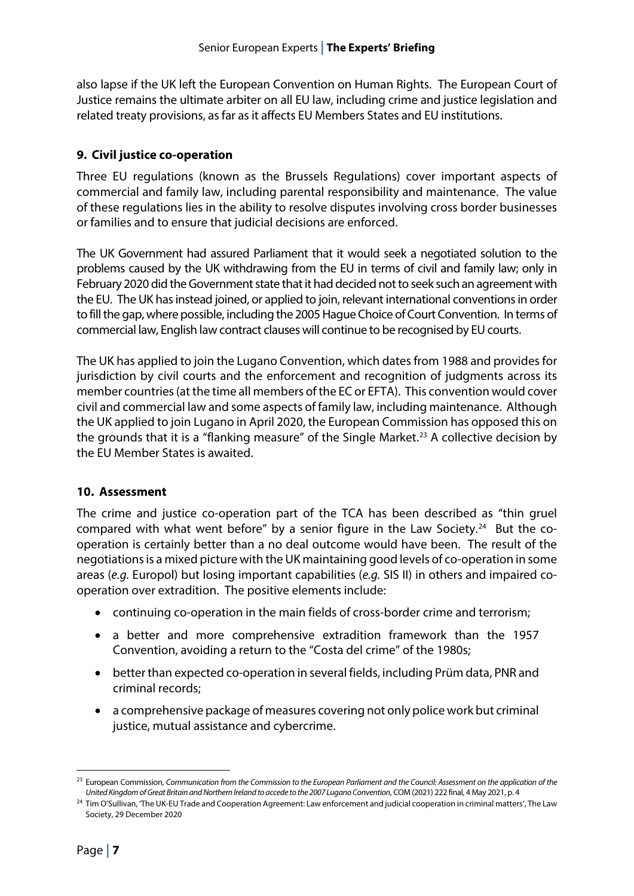also lapse if the UK left the European Convention on Human Rights. The European Court of Justice remains the ultimate arbiter on all EU law, including crime and justice legislation and related treaty provisions, as far as it affects EU Members States and EU institutions.

## 9. Civil justice co-operation

Three EU regulations (known as the Brussels Regulations) cover important aspects of commercial and family law, including parental responsibility and maintenance. The value of these regulations lies in the ability to resolve disputes involving cross border businesses or families and to ensure that judicial decisions are enforced.

The UK Government had assured Parliament that it would seek a negotiated solution to the problems caused by the UK withdrawing from the EU in terms of civil and family law; only in February 2020 did the Government state that it had decided not to seek such an agreement with the EU. The UK has instead joined, or applied to join, relevant international conventions in order to fill the gap, where possible, including the 2005 Hague Choice of Court Convention. In terms of commercial law, English law contract clauses will continue to be recognised by EU courts.

The UK has applied to join the Lugano Convention, which dates from 1988 and provides for jurisdiction by civil courts and the enforcement and recognition of judgments across its member countries (at the time all members of the EC or EFTA). This convention would cover civil and commercial law and some aspects of family law, including maintenance. Although the UK applied to join Lugano in April 2020, the European Commission has opposed this on the grounds that it is a "flanking measure" of the Single Market.[23] A collective decision by the EU Member States is awaited.

## 10. Assessment

The crime and justice co-operation part of the TCA has been described as "thin gruel compared with what went before" by a senior figure in the Law Society.[24] But the co-operation is certainly better than a no deal outcome would have been. The result of the negotiations is a mixed picture with the UK maintaining good levels of co-operation in some areas (*e.g.* Europol) but losing important capabilities (*e.g.* SIS II) in others and impaired co-operation over extradition. The positive elements include:

- continuing co-operation in the main fields of cross-border crime and terrorism;
- a better and more comprehensive extradition framework than the 1957 Convention, avoiding a return to the "Costa del crime" of the 1980s;
- better than expected co-operation in several fields, including Prüm data, PNR and criminal records;
- a comprehensive package of measures covering not only police work but criminal justice, mutual assistance and cybercrime.

---

[23] European Commission, *Communication from the Commission to the European Parliament and the Council: Assessment on the application of the United Kingdom of Great Britain and Northern Ireland to accede to the 2007 Lugano Convention*, COM (2021) 222 final, 4 May 2021, p. 4

[24] Tim O'Sullivan, 'The UK-EU Trade and Cooperation Agreement: Law enforcement and judicial cooperation in criminal matters', The Law Society, 29 December 2020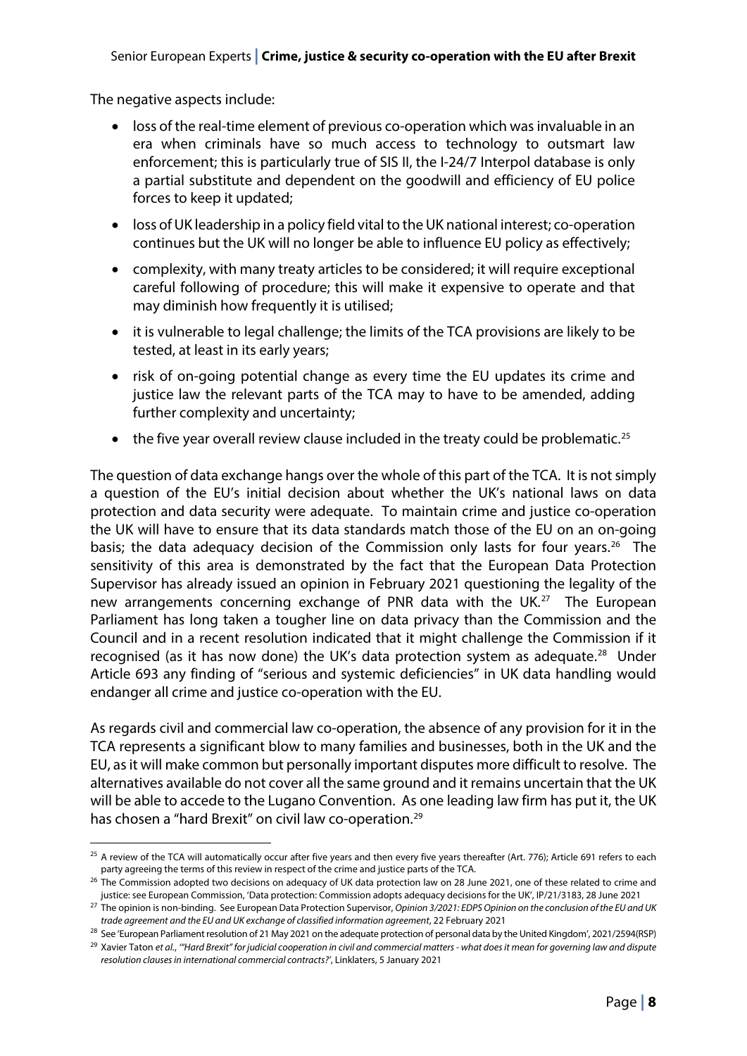The negative aspects include:

- loss of the real-time element of previous co-operation which was invaluable in an era when criminals have so much access to technology to outsmart law enforcement; this is particularly true of SIS II, the I-24/7 Interpol database is only a partial substitute and dependent on the goodwill and efficiency of EU police forces to keep it updated;
- loss of UK leadership in a policy field vital to the UK national interest; co-operation continues but the UK will no longer be able to influence EU policy as effectively;
- complexity, with many treaty articles to be considered; it will require exceptional careful following of procedure; this will make it expensive to operate and that may diminish how frequently it is utilised;
- it is vulnerable to legal challenge; the limits of the TCA provisions are likely to be tested, at least in its early years;
- risk of on-going potential change as every time the EU updates its crime and justice law the relevant parts of the TCA may to have to be amended, adding further complexity and uncertainty;
- the five year overall review clause included in the treaty could be problematic.[25]

The question of data exchange hangs over the whole of this part of the TCA. It is not simply a question of the EU's initial decision about whether the UK's national laws on data protection and data security were adequate. To maintain crime and justice co-operation the UK will have to ensure that its data standards match those of the EU on an on-going basis; the data adequacy decision of the Commission only lasts for four years.[26] The sensitivity of this area is demonstrated by the fact that the European Data Protection Supervisor has already issued an opinion in February 2021 questioning the legality of the new arrangements concerning exchange of PNR data with the UK.[27] The European Parliament has long taken a tougher line on data privacy than the Commission and the Council and in a recent resolution indicated that it might challenge the Commission if it recognised (as it has now done) the UK's data protection system as adequate.[28] Under Article 693 any finding of "serious and systemic deficiencies" in UK data handling would endanger all crime and justice co-operation with the EU.

As regards civil and commercial law co-operation, the absence of any provision for it in the TCA represents a significant blow to many families and businesses, both in the UK and the EU, as it will make common but personally important disputes more difficult to resolve. The alternatives available do not cover all the same ground and it remains uncertain that the UK will be able to accede to the Lugano Convention. As one leading law firm has put it, the UK has chosen a "hard Brexit" on civil law co-operation.[29]

---

[25] A review of the TCA will automatically occur after five years and then every five years thereafter (Art. 776); Article 691 refers to each party agreeing the terms of this review in respect of the crime and justice parts of the TCA.

[26] The Commission adopted two decisions on adequacy of UK data protection law on 28 June 2021, one of these related to crime and justice: see European Commission, 'Data protection: Commission adopts adequacy decisions for the UK', IP/21/3183, 28 June 2021

[27] The opinion is non-binding. See European Data Protection Supervisor, *Opinion 3/2021: EDPS Opinion on the conclusion of the EU and UK trade agreement and the EU and UK exchange of classified information agreement*, 22 February 2021

[28] See 'European Parliament resolution of 21 May 2021 on the adequate protection of personal data by the United Kingdom', 2021/2594(RSP)

[29] Xavier Taton *et al.*, *'"Hard Brexit" for judicial cooperation in civil and commercial matters - what does it mean for governing law and dispute resolution clauses in international commercial contracts?'*, Linklaters, 5 January 2021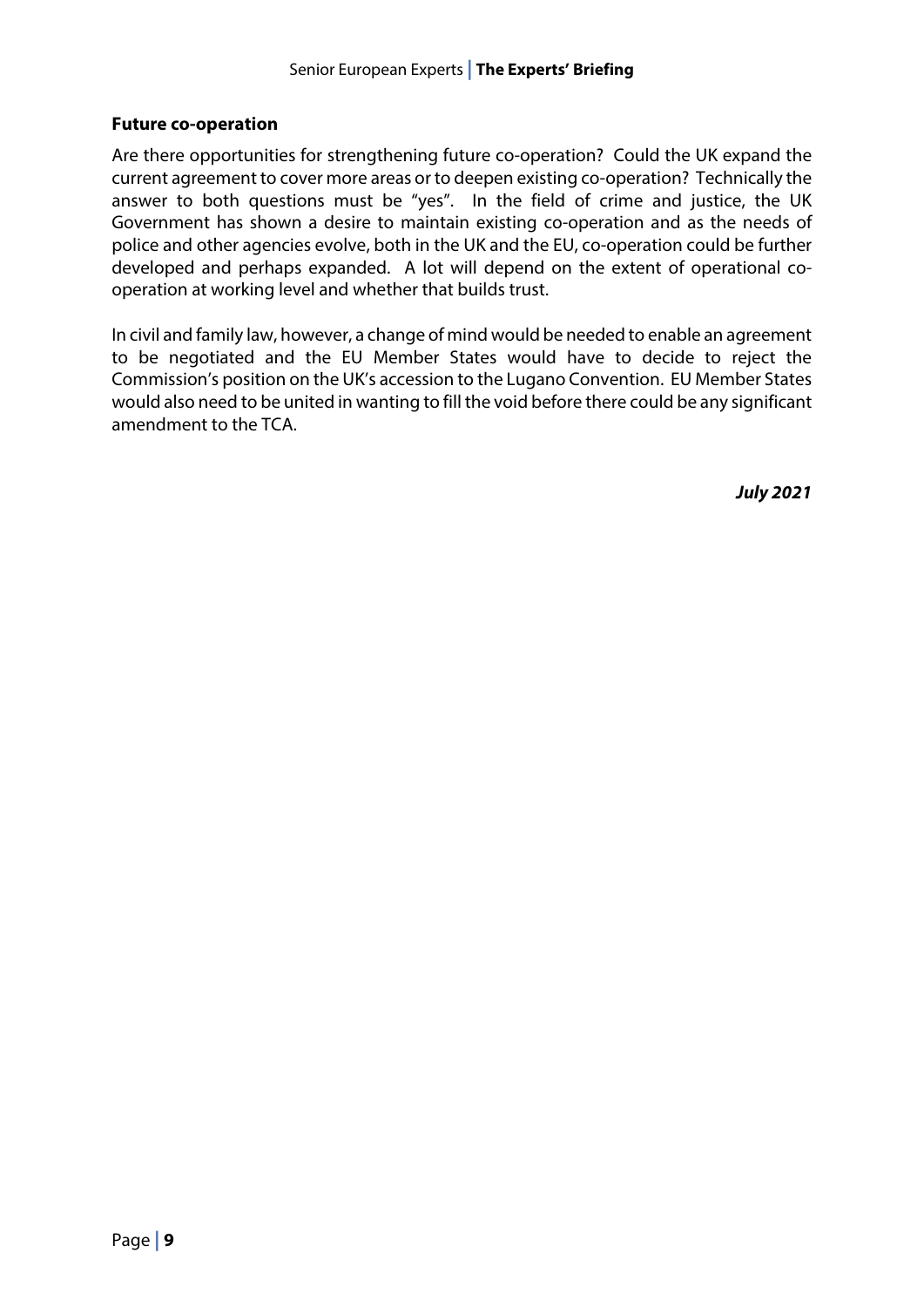## Future co-operation

Are there opportunities for strengthening future co-operation? Could the UK expand the current agreement to cover more areas or to deepen existing co-operation? Technically the answer to both questions must be "yes". In the field of crime and justice, the UK Government has shown a desire to maintain existing co-operation and as the needs of police and other agencies evolve, both in the UK and the EU, co-operation could be further developed and perhaps expanded. A lot will depend on the extent of operational co-operation at working level and whether that builds trust.

In civil and family law, however, a change of mind would be needed to enable an agreement to be negotiated and the EU Member States would have to decide to reject the Commission's position on the UK's accession to the Lugano Convention. EU Member States would also need to be united in wanting to fill the void before there could be any significant amendment to the TCA.

***July 2021***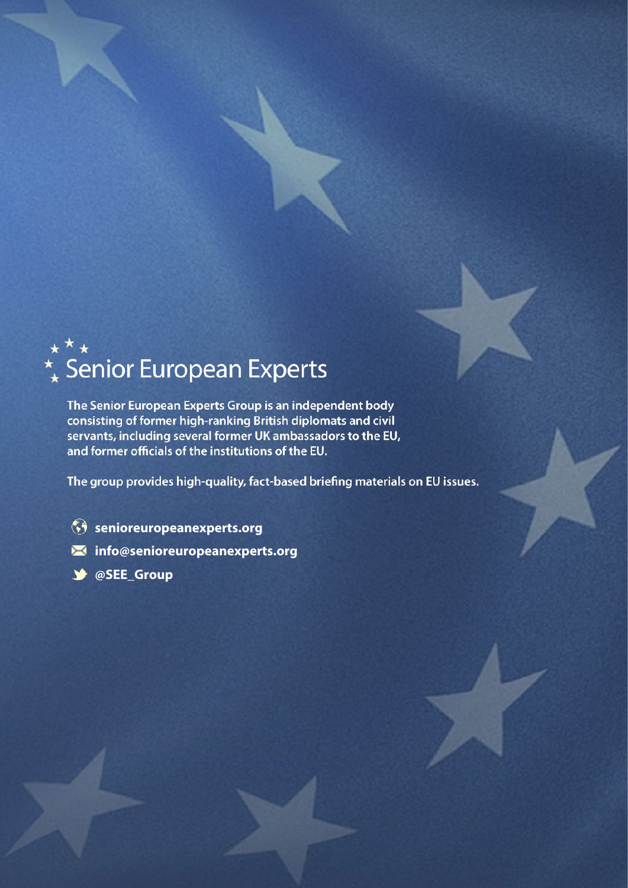# Senior European Experts

The Senior European Experts Group is an independent body consisting of former high-ranking British diplomats and civil servants, including several former UK ambassadors to the EU, and former officials of the institutions of the EU.

The group provides high-quality, fact-based briefing materials on EU issues.

- **senioreuropeanexperts.org**
- **info@senioreuropeanexperts.org**
- **@SEE_Group**